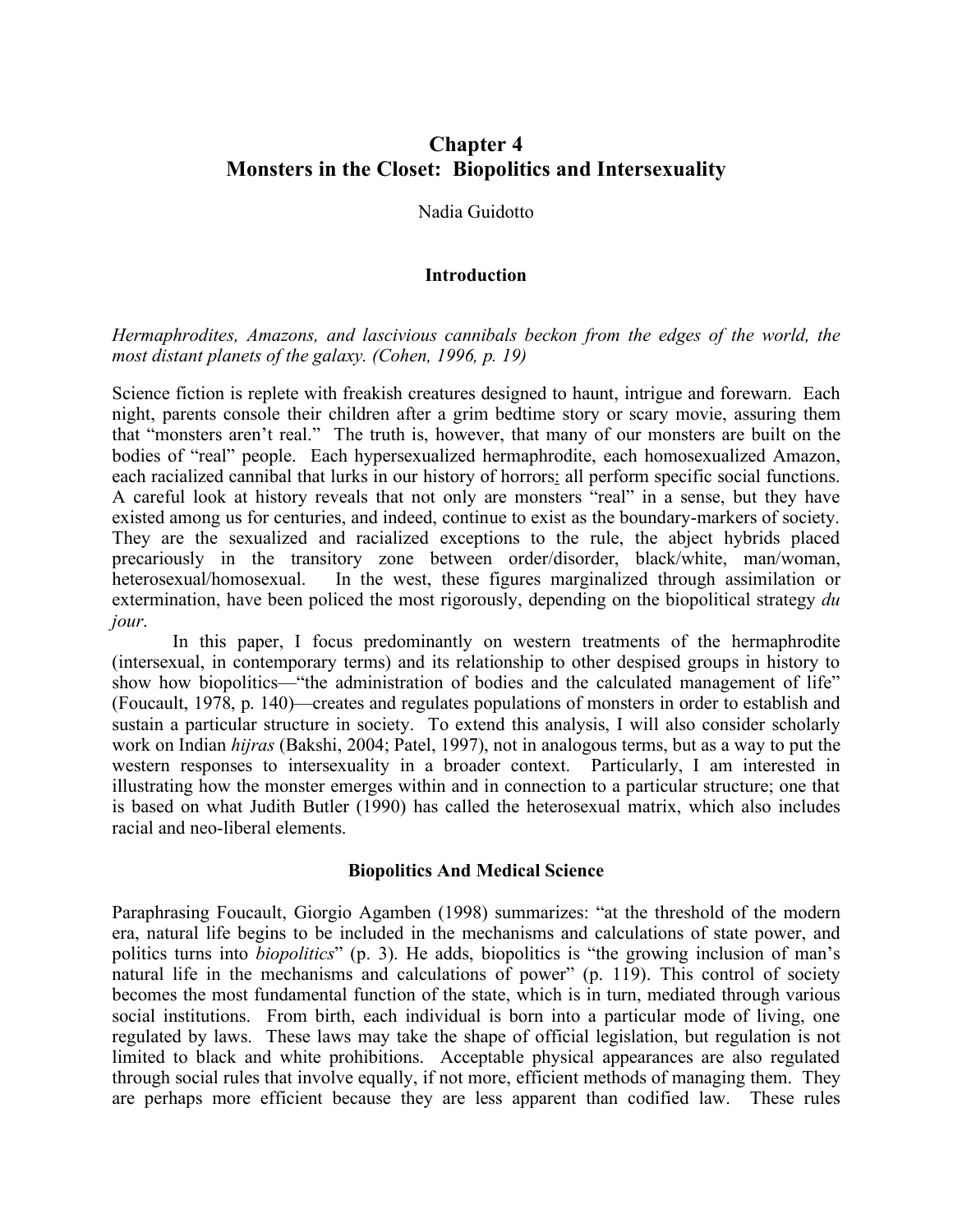# Chapter 4
# Monsters in the Closet: Biopolitics and Intersexuality

Nadia Guidotto

## Introduction

*Hermaphrodites, Amazons, and lascivious cannibals beckon from the edges of the world, the most distant planets of the galaxy. (Cohen, 1996, p. 19)*

Science fiction is replete with freakish creatures designed to haunt, intrigue and forewarn. Each night, parents console their children after a grim bedtime story or scary movie, assuring them that "monsters aren't real." The truth is, however, that many of our monsters are built on the bodies of "real" people. Each hypersexualized hermaphrodite, each homosexualized Amazon, each racialized cannibal that lurks in our history of horrors: all perform specific social functions. A careful look at history reveals that not only are monsters "real" in a sense, but they have existed among us for centuries, and indeed, continue to exist as the boundary-markers of society. They are the sexualized and racialized exceptions to the rule, the abject hybrids placed precariously in the transitory zone between order/disorder, black/white, man/woman, heterosexual/homosexual. In the west, these figures marginalized through assimilation or extermination, have been policed the most rigorously, depending on the biopolitical strategy *du jour*.

In this paper, I focus predominantly on western treatments of the hermaphrodite (intersexual, in contemporary terms) and its relationship to other despised groups in history to show how biopolitics—"the administration of bodies and the calculated management of life" (Foucault, 1978, p. 140)—creates and regulates populations of monsters in order to establish and sustain a particular structure in society. To extend this analysis, I will also consider scholarly work on Indian *hijras* (Bakshi, 2004; Patel, 1997), not in analogous terms, but as a way to put the western responses to intersexuality in a broader context. Particularly, I am interested in illustrating how the monster emerges within and in connection to a particular structure; one that is based on what Judith Butler (1990) has called the heterosexual matrix, which also includes racial and neo-liberal elements.

## Biopolitics And Medical Science

Paraphrasing Foucault, Giorgio Agamben (1998) summarizes: "at the threshold of the modern era, natural life begins to be included in the mechanisms and calculations of state power, and politics turns into *biopolitics*" (p. 3). He adds, biopolitics is "the growing inclusion of man's natural life in the mechanisms and calculations of power" (p. 119). This control of society becomes the most fundamental function of the state, which is in turn, mediated through various social institutions. From birth, each individual is born into a particular mode of living, one regulated by laws. These laws may take the shape of official legislation, but regulation is not limited to black and white prohibitions. Acceptable physical appearances are also regulated through social rules that involve equally, if not more, efficient methods of managing them. They are perhaps more efficient because they are less apparent than codified law. These rules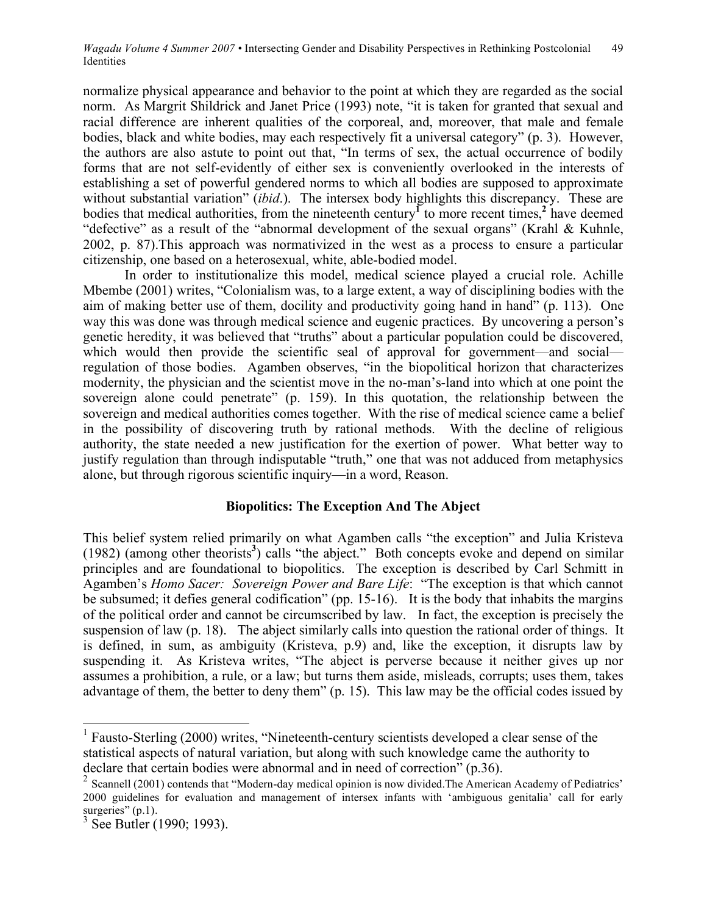normalize physical appearance and behavior to the point at which they are regarded as the social norm. As Margrit Shildrick and Janet Price (1993) note, "it is taken for granted that sexual and racial difference are inherent qualities of the corporeal, and, moreover, that male and female bodies, black and white bodies, may each respectively fit a universal category" (p. 3). However, the authors are also astute to point out that, "In terms of sex, the actual occurrence of bodily forms that are not self-evidently of either sex is conveniently overlooked in the interests of establishing a set of powerful gendered norms to which all bodies are supposed to approximate without substantial variation" (*ibid*.). The intersex body highlights this discrepancy. These are bodies that medical authorities, from the nineteenth century[1] to more recent times,[2] have deemed "defective" as a result of the "abnormal development of the sexual organs" (Krahl & Kuhnle, 2002, p. 87).This approach was normativized in the west as a process to ensure a particular citizenship, one based on a heterosexual, white, able-bodied model.

In order to institutionalize this model, medical science played a crucial role. Achille Mbembe (2001) writes, "Colonialism was, to a large extent, a way of disciplining bodies with the aim of making better use of them, docility and productivity going hand in hand" (p. 113). One way this was done was through medical science and eugenic practices. By uncovering a person's genetic heredity, it was believed that "truths" about a particular population could be discovered, which would then provide the scientific seal of approval for government—and social—regulation of those bodies. Agamben observes, "in the biopolitical horizon that characterizes modernity, the physician and the scientist move in the no-man's-land into which at one point the sovereign alone could penetrate" (p. 159). In this quotation, the relationship between the sovereign and medical authorities comes together. With the rise of medical science came a belief in the possibility of discovering truth by rational methods. With the decline of religious authority, the state needed a new justification for the exertion of power. What better way to justify regulation than through indisputable "truth," one that was not adduced from metaphysics alone, but through rigorous scientific inquiry—in a word, Reason.

## Biopolitics: The Exception And The Abject

This belief system relied primarily on what Agamben calls "the exception" and Julia Kristeva (1982) (among other theorists[3]) calls "the abject." Both concepts evoke and depend on similar principles and are foundational to biopolitics. The exception is described by Carl Schmitt in Agamben's *Homo Sacer: Sovereign Power and Bare Life*: "The exception is that which cannot be subsumed; it defies general codification" (pp. 15-16). It is the body that inhabits the margins of the political order and cannot be circumscribed by law. In fact, the exception is precisely the suspension of law (p. 18). The abject similarly calls into question the rational order of things. It is defined, in sum, as ambiguity (Kristeva, p.9) and, like the exception, it disrupts law by suspending it. As Kristeva writes, "The abject is perverse because it neither gives up nor assumes a prohibition, a rule, or a law; but turns them aside, misleads, corrupts; uses them, takes advantage of them, the better to deny them" (p. 15). This law may be the official codes issued by

---

[1] Fausto-Sterling (2000) writes, "Nineteenth-century scientists developed a clear sense of the statistical aspects of natural variation, but along with such knowledge came the authority to declare that certain bodies were abnormal and in need of correction" (p.36).

[2] Scannell (2001) contends that "Modern-day medical opinion is now divided.The American Academy of Pediatrics' 2000 guidelines for evaluation and management of intersex infants with 'ambiguous genitalia' call for early surgeries" (p.1).

[3] See Butler (1990; 1993).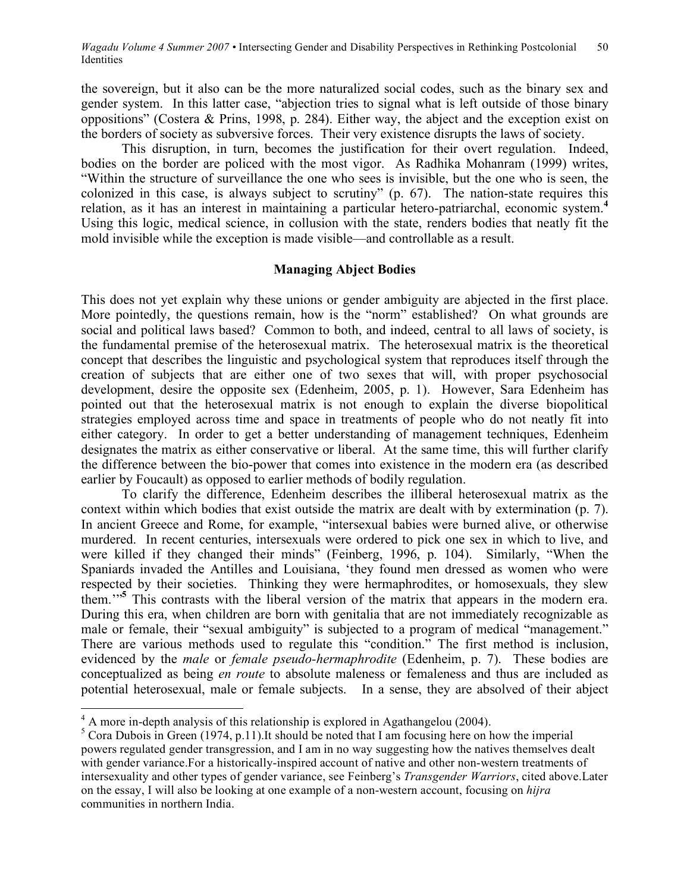the sovereign, but it also can be the more naturalized social codes, such as the binary sex and gender system. In this latter case, "abjection tries to signal what is left outside of those binary oppositions" (Costera & Prins, 1998, p. 284). Either way, the abject and the exception exist on the borders of society as subversive forces. Their very existence disrupts the laws of society.

This disruption, in turn, becomes the justification for their overt regulation. Indeed, bodies on the border are policed with the most vigor. As Radhika Mohanram (1999) writes, "Within the structure of surveillance the one who sees is invisible, but the one who is seen, the colonized in this case, is always subject to scrutiny" (p. 67). The nation-state requires this relation, as it has an interest in maintaining a particular hetero-patriarchal, economic system.[4] Using this logic, medical science, in collusion with the state, renders bodies that neatly fit the mold invisible while the exception is made visible—and controllable as a result.

### Managing Abject Bodies

This does not yet explain why these unions or gender ambiguity are abjected in the first place. More pointedly, the questions remain, how is the "norm" established? On what grounds are social and political laws based? Common to both, and indeed, central to all laws of society, is the fundamental premise of the heterosexual matrix. The heterosexual matrix is the theoretical concept that describes the linguistic and psychological system that reproduces itself through the creation of subjects that are either one of two sexes that will, with proper psychosocial development, desire the opposite sex (Edenheim, 2005, p. 1). However, Sara Edenheim has pointed out that the heterosexual matrix is not enough to explain the diverse biopolitical strategies employed across time and space in treatments of people who do not neatly fit into either category. In order to get a better understanding of management techniques, Edenheim designates the matrix as either conservative or liberal. At the same time, this will further clarify the difference between the bio-power that comes into existence in the modern era (as described earlier by Foucault) as opposed to earlier methods of bodily regulation.

To clarify the difference, Edenheim describes the illiberal heterosexual matrix as the context within which bodies that exist outside the matrix are dealt with by extermination (p. 7). In ancient Greece and Rome, for example, "intersexual babies were burned alive, or otherwise murdered. In recent centuries, intersexuals were ordered to pick one sex in which to live, and were killed if they changed their minds" (Feinberg, 1996, p. 104). Similarly, "When the Spaniards invaded the Antilles and Louisiana, 'they found men dressed as women who were respected by their societies. Thinking they were hermaphrodites, or homosexuals, they slew them.'"[5] This contrasts with the liberal version of the matrix that appears in the modern era. During this era, when children are born with genitalia that are not immediately recognizable as male or female, their "sexual ambiguity" is subjected to a program of medical "management." There are various methods used to regulate this "condition." The first method is inclusion, evidenced by the *male* or *female pseudo-hermaphrodite* (Edenheim, p. 7). These bodies are conceptualized as being *en route* to absolute maleness or femaleness and thus are included as potential heterosexual, male or female subjects. In a sense, they are absolved of their abject

---

[4] A more in-depth analysis of this relationship is explored in Agathangelou (2004).

[5] Cora Dubois in Green (1974, p.11).It should be noted that I am focusing here on how the imperial powers regulated gender transgression, and I am in no way suggesting how the natives themselves dealt with gender variance.For a historically-inspired account of native and other non-western treatments of intersexuality and other types of gender variance, see Feinberg's *Transgender Warriors*, cited above.Later on the essay, I will also be looking at one example of a non-western account, focusing on *hijra* communities in northern India.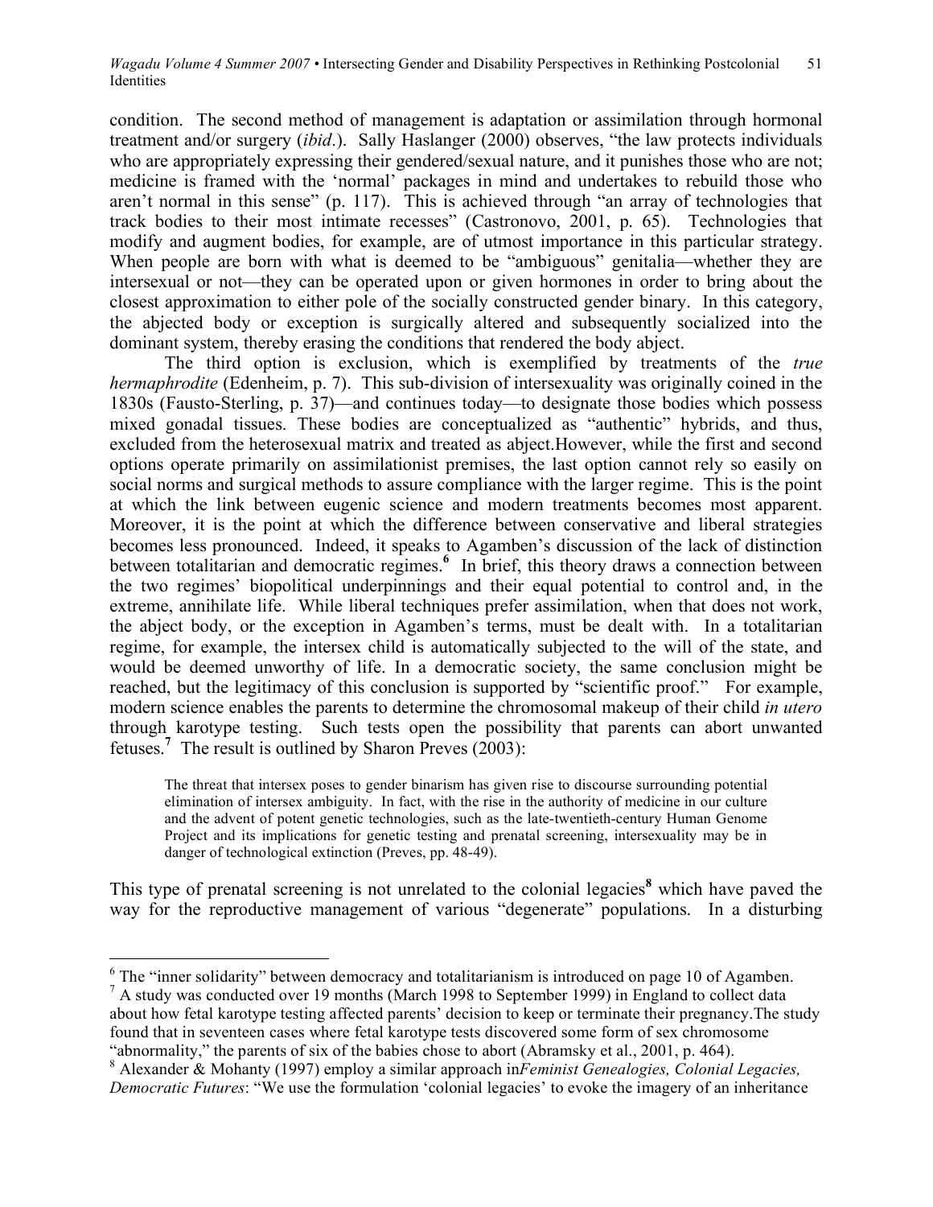condition. The second method of management is adaptation or assimilation through hormonal treatment and/or surgery (*ibid*.). Sally Haslanger (2000) observes, "the law protects individuals who are appropriately expressing their gendered/sexual nature, and it punishes those who are not; medicine is framed with the 'normal' packages in mind and undertakes to rebuild those who aren't normal in this sense" (p. 117). This is achieved through "an array of technologies that track bodies to their most intimate recesses" (Castronovo, 2001, p. 65). Technologies that modify and augment bodies, for example, are of utmost importance in this particular strategy. When people are born with what is deemed to be "ambiguous" genitalia—whether they are intersexual or not—they can be operated upon or given hormones in order to bring about the closest approximation to either pole of the socially constructed gender binary. In this category, the abjected body or exception is surgically altered and subsequently socialized into the dominant system, thereby erasing the conditions that rendered the body abject.

The third option is exclusion, which is exemplified by treatments of the *true hermaphrodite* (Edenheim, p. 7). This sub-division of intersexuality was originally coined in the 1830s (Fausto-Sterling, p. 37)—and continues today—to designate those bodies which possess mixed gonadal tissues. These bodies are conceptualized as "authentic" hybrids, and thus, excluded from the heterosexual matrix and treated as abject.However, while the first and second options operate primarily on assimilationist premises, the last option cannot rely so easily on social norms and surgical methods to assure compliance with the larger regime. This is the point at which the link between eugenic science and modern treatments becomes most apparent. Moreover, it is the point at which the difference between conservative and liberal strategies becomes less pronounced. Indeed, it speaks to Agamben's discussion of the lack of distinction between totalitarian and democratic regimes.[6] In brief, this theory draws a connection between the two regimes' biopolitical underpinnings and their equal potential to control and, in the extreme, annihilate life. While liberal techniques prefer assimilation, when that does not work, the abject body, or the exception in Agamben's terms, must be dealt with. In a totalitarian regime, for example, the intersex child is automatically subjected to the will of the state, and would be deemed unworthy of life. In a democratic society, the same conclusion might be reached, but the legitimacy of this conclusion is supported by "scientific proof." For example, modern science enables the parents to determine the chromosomal makeup of their child *in utero* through karotype testing. Such tests open the possibility that parents can abort unwanted fetuses.[7] The result is outlined by Sharon Preves (2003):

> The threat that intersex poses to gender binarism has given rise to discourse surrounding potential elimination of intersex ambiguity. In fact, with the rise in the authority of medicine in our culture and the advent of potent genetic technologies, such as the late-twentieth-century Human Genome Project and its implications for genetic testing and prenatal screening, intersexuality may be in danger of technological extinction (Preves, pp. 48-49).

This type of prenatal screening is not unrelated to the colonial legacies[8] which have paved the way for the reproductive management of various "degenerate" populations. In a disturbing

---

[6] The "inner solidarity" between democracy and totalitarianism is introduced on page 10 of Agamben.

[7] A study was conducted over 19 months (March 1998 to September 1999) in England to collect data about how fetal karotype testing affected parents' decision to keep or terminate their pregnancy.The study found that in seventeen cases where fetal karotype tests discovered some form of sex chromosome "abnormality," the parents of six of the babies chose to abort (Abramsky et al., 2001, p. 464).

[8] Alexander & Mohanty (1997) employ a similar approach in*Feminist Genealogies, Colonial Legacies, Democratic Futures*: "We use the formulation 'colonial legacies' to evoke the imagery of an inheritance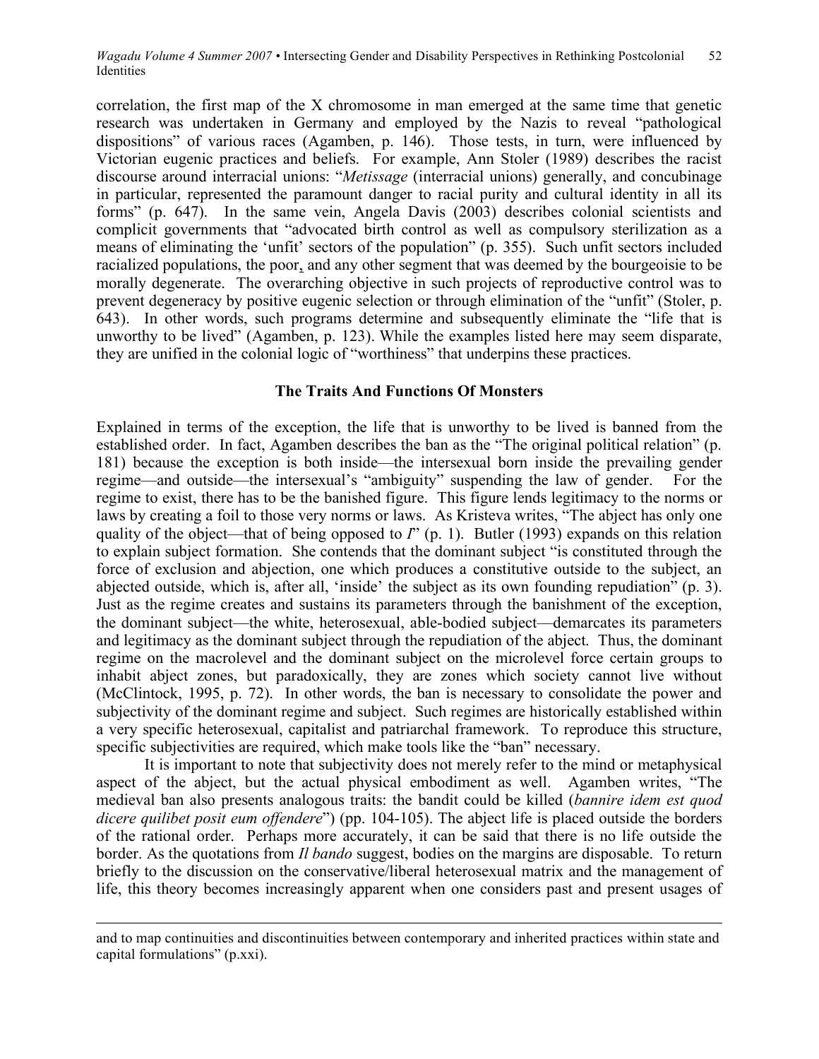correlation, the first map of the X chromosome in man emerged at the same time that genetic research was undertaken in Germany and employed by the Nazis to reveal "pathological dispositions" of various races (Agamben, p. 146). Those tests, in turn, were influenced by Victorian eugenic practices and beliefs. For example, Ann Stoler (1989) describes the racist discourse around interracial unions: "*Metissage* (interracial unions) generally, and concubinage in particular, represented the paramount danger to racial purity and cultural identity in all its forms" (p. 647). In the same vein, Angela Davis (2003) describes colonial scientists and complicit governments that "advocated birth control as well as compulsory sterilization as a means of eliminating the 'unfit' sectors of the population" (p. 355). Such unfit sectors included racialized populations, the poor, and any other segment that was deemed by the bourgeoisie to be morally degenerate. The overarching objective in such projects of reproductive control was to prevent degeneracy by positive eugenic selection or through elimination of the "unfit" (Stoler, p. 643). In other words, such programs determine and subsequently eliminate the "life that is unworthy to be lived" (Agamben, p. 123). While the examples listed here may seem disparate, they are unified in the colonial logic of "worthiness" that underpins these practices.

## The Traits And Functions Of Monsters

Explained in terms of the exception, the life that is unworthy to be lived is banned from the established order. In fact, Agamben describes the ban as the "The original political relation" (p. 181) because the exception is both inside—the intersexual born inside the prevailing gender regime—and outside—the intersexual's "ambiguity" suspending the law of gender. For the regime to exist, there has to be the banished figure. This figure lends legitimacy to the norms or laws by creating a foil to those very norms or laws. As Kristeva writes, "The abject has only one quality of the object—that of being opposed to *I*" (p. 1). Butler (1993) expands on this relation to explain subject formation. She contends that the dominant subject "is constituted through the force of exclusion and abjection, one which produces a constitutive outside to the subject, an abjected outside, which is, after all, 'inside' the subject as its own founding repudiation" (p. 3). Just as the regime creates and sustains its parameters through the banishment of the exception, the dominant subject—the white, heterosexual, able-bodied subject—demarcates its parameters and legitimacy as the dominant subject through the repudiation of the abject. Thus, the dominant regime on the macrolevel and the dominant subject on the microlevel force certain groups to inhabit abject zones, but paradoxically, they are zones which society cannot live without (McClintock, 1995, p. 72). In other words, the ban is necessary to consolidate the power and subjectivity of the dominant regime and subject. Such regimes are historically established within a very specific heterosexual, capitalist and patriarchal framework. To reproduce this structure, specific subjectivities are required, which make tools like the "ban" necessary.

It is important to note that subjectivity does not merely refer to the mind or metaphysical aspect of the abject, but the actual physical embodiment as well. Agamben writes, "The medieval ban also presents analogous traits: the bandit could be killed (*bannire idem est quod dicere quilibet posit eum offendere*") (pp. 104-105). The abject life is placed outside the borders of the rational order. Perhaps more accurately, it can be said that there is no life outside the border. As the quotations from *Il bando* suggest, bodies on the margins are disposable. To return briefly to the discussion on the conservative/liberal heterosexual matrix and the management of life, this theory becomes increasingly apparent when one considers past and present usages of

---

and to map continuities and discontinuities between contemporary and inherited practices within state and capital formulations" (p.xxi).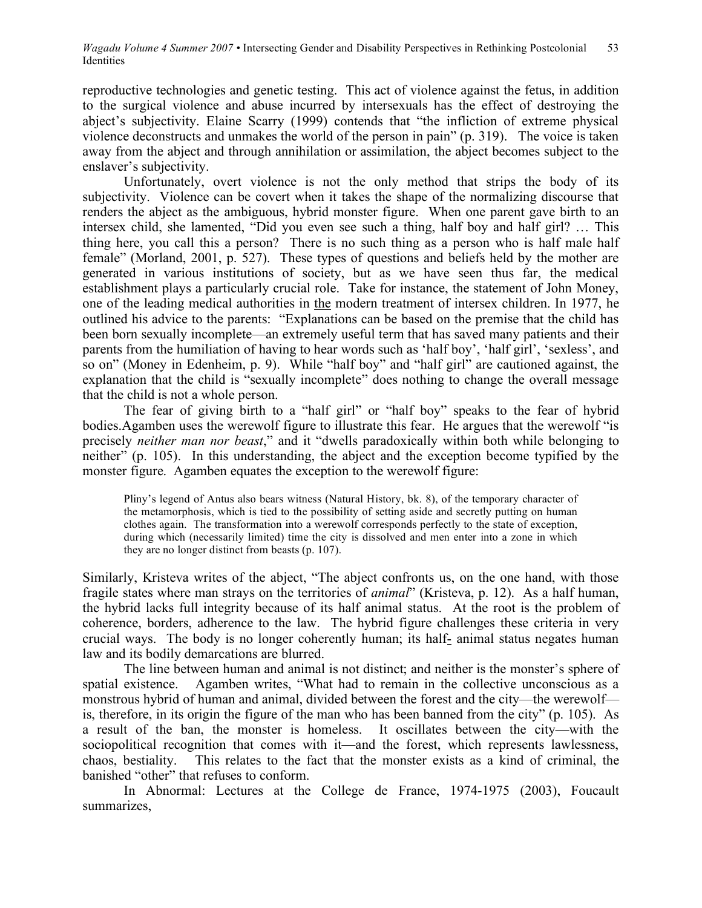reproductive technologies and genetic testing. This act of violence against the fetus, in addition to the surgical violence and abuse incurred by intersexuals has the effect of destroying the abject's subjectivity. Elaine Scarry (1999) contends that "the infliction of extreme physical violence deconstructs and unmakes the world of the person in pain" (p. 319). The voice is taken away from the abject and through annihilation or assimilation, the abject becomes subject to the enslaver's subjectivity.

Unfortunately, overt violence is not the only method that strips the body of its subjectivity. Violence can be covert when it takes the shape of the normalizing discourse that renders the abject as the ambiguous, hybrid monster figure. When one parent gave birth to an intersex child, she lamented, "Did you even see such a thing, half boy and half girl? … This thing here, you call this a person? There is no such thing as a person who is half male half female" (Morland, 2001, p. 527). These types of questions and beliefs held by the mother are generated in various institutions of society, but as we have seen thus far, the medical establishment plays a particularly crucial role. Take for instance, the statement of John Money, one of the leading medical authorities in the modern treatment of intersex children. In 1977, he outlined his advice to the parents: "Explanations can be based on the premise that the child has been born sexually incomplete—an extremely useful term that has saved many patients and their parents from the humiliation of having to hear words such as 'half boy', 'half girl', 'sexless', and so on" (Money in Edenheim, p. 9). While "half boy" and "half girl" are cautioned against, the explanation that the child is "sexually incomplete" does nothing to change the overall message that the child is not a whole person.

The fear of giving birth to a "half girl" or "half boy" speaks to the fear of hybrid bodies.Agamben uses the werewolf figure to illustrate this fear. He argues that the werewolf "is precisely *neither man nor beast*," and it "dwells paradoxically within both while belonging to neither" (p. 105). In this understanding, the abject and the exception become typified by the monster figure. Agamben equates the exception to the werewolf figure:

> Pliny's legend of Antus also bears witness (Natural History, bk. 8), of the temporary character of the metamorphosis, which is tied to the possibility of setting aside and secretly putting on human clothes again. The transformation into a werewolf corresponds perfectly to the state of exception, during which (necessarily limited) time the city is dissolved and men enter into a zone in which they are no longer distinct from beasts (p. 107).

Similarly, Kristeva writes of the abject, "The abject confronts us, on the one hand, with those fragile states where man strays on the territories of *animal*" (Kristeva, p. 12). As a half human, the hybrid lacks full integrity because of its half animal status. At the root is the problem of coherence, borders, adherence to the law. The hybrid figure challenges these criteria in very crucial ways. The body is no longer coherently human; its half- animal status negates human law and its bodily demarcations are blurred.

The line between human and animal is not distinct; and neither is the monster's sphere of spatial existence. Agamben writes, "What had to remain in the collective unconscious as a monstrous hybrid of human and animal, divided between the forest and the city—the werewolf—is, therefore, in its origin the figure of the man who has been banned from the city" (p. 105). As a result of the ban, the monster is homeless. It oscillates between the city—with the sociopolitical recognition that comes with it—and the forest, which represents lawlessness, chaos, bestiality. This relates to the fact that the monster exists as a kind of criminal, the banished "other" that refuses to conform.

In Abnormal: Lectures at the College de France, 1974-1975 (2003), Foucault summarizes,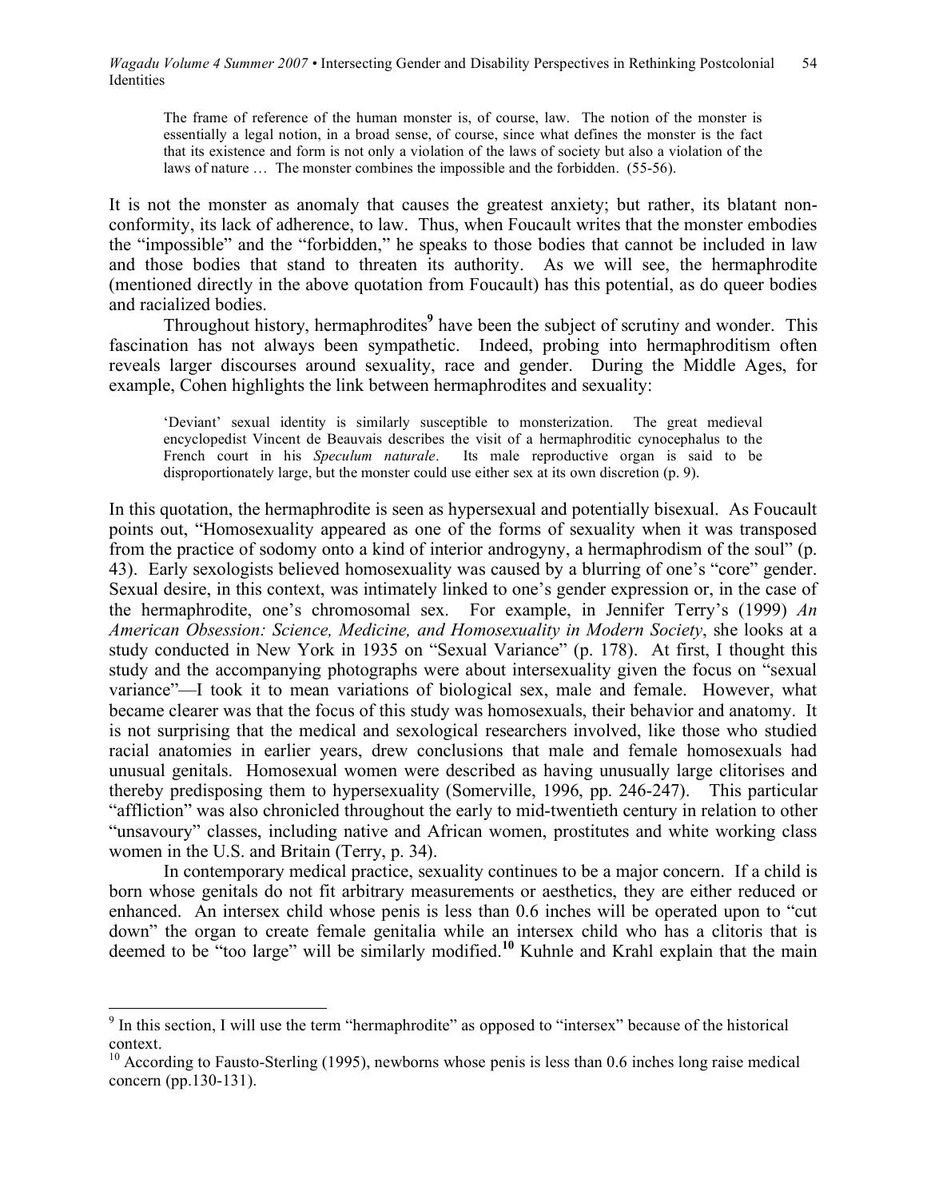> The frame of reference of the human monster is, of course, law. The notion of the monster is essentially a legal notion, in a broad sense, of course, since what defines the monster is the fact that its existence and form is not only a violation of the laws of society but also a violation of the laws of nature … The monster combines the impossible and the forbidden. (55-56).

It is not the monster as anomaly that causes the greatest anxiety; but rather, its blatant non-conformity, its lack of adherence, to law. Thus, when Foucault writes that the monster embodies the "impossible" and the "forbidden," he speaks to those bodies that cannot be included in law and those bodies that stand to threaten its authority. As we will see, the hermaphrodite (mentioned directly in the above quotation from Foucault) has this potential, as do queer bodies and racialized bodies.

Throughout history, hermaphrodites[9] have been the subject of scrutiny and wonder. This fascination has not always been sympathetic. Indeed, probing into hermaphroditism often reveals larger discourses around sexuality, race and gender. During the Middle Ages, for example, Cohen highlights the link between hermaphrodites and sexuality:

> 'Deviant' sexual identity is similarly susceptible to monsterization. The great medieval encyclopedist Vincent de Beauvais describes the visit of a hermaphroditic cynocephalus to the French court in his *Speculum naturale*. Its male reproductive organ is said to be disproportionately large, but the monster could use either sex at its own discretion (p. 9).

In this quotation, the hermaphrodite is seen as hypersexual and potentially bisexual. As Foucault points out, "Homosexuality appeared as one of the forms of sexuality when it was transposed from the practice of sodomy onto a kind of interior androgyny, a hermaphrodism of the soul" (p. 43). Early sexologists believed homosexuality was caused by a blurring of one's "core" gender. Sexual desire, in this context, was intimately linked to one's gender expression or, in the case of the hermaphrodite, one's chromosomal sex. For example, in Jennifer Terry's (1999) *An American Obsession: Science, Medicine, and Homosexuality in Modern Society*, she looks at a study conducted in New York in 1935 on "Sexual Variance" (p. 178). At first, I thought this study and the accompanying photographs were about intersexuality given the focus on "sexual variance"—I took it to mean variations of biological sex, male and female. However, what became clearer was that the focus of this study was homosexuals, their behavior and anatomy. It is not surprising that the medical and sexological researchers involved, like those who studied racial anatomies in earlier years, drew conclusions that male and female homosexuals had unusual genitals. Homosexual women were described as having unusually large clitorises and thereby predisposing them to hypersexuality (Somerville, 1996, pp. 246-247). This particular "affliction" was also chronicled throughout the early to mid-twentieth century in relation to other "unsavoury" classes, including native and African women, prostitutes and white working class women in the U.S. and Britain (Terry, p. 34).

In contemporary medical practice, sexuality continues to be a major concern. If a child is born whose genitals do not fit arbitrary measurements or aesthetics, they are either reduced or enhanced. An intersex child whose penis is less than 0.6 inches will be operated upon to "cut down" the organ to create female genitalia while an intersex child who has a clitoris that is deemed to be "too large" will be similarly modified.[10] Kuhnle and Krahl explain that the main

---

[9] In this section, I will use the term "hermaphrodite" as opposed to "intersex" because of the historical context.

[10] According to Fausto-Sterling (1995), newborns whose penis is less than 0.6 inches long raise medical concern (pp.130-131).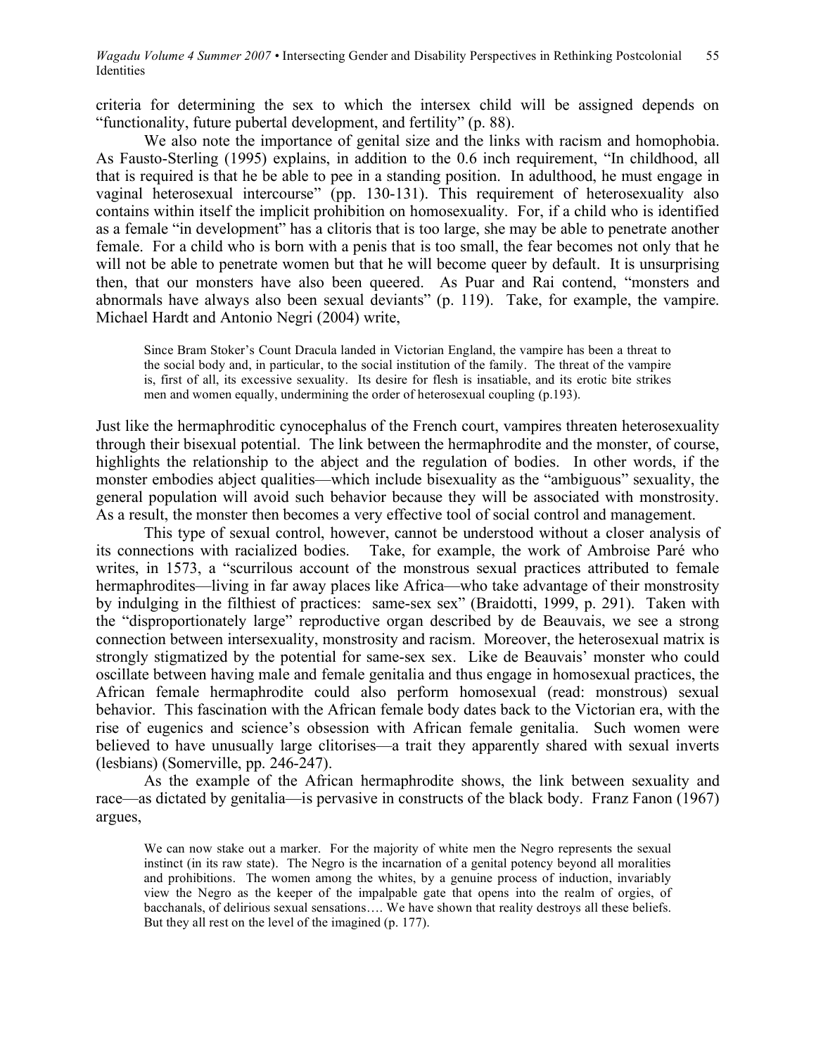criteria for determining the sex to which the intersex child will be assigned depends on "functionality, future pubertal development, and fertility" (p. 88).

We also note the importance of genital size and the links with racism and homophobia. As Fausto-Sterling (1995) explains, in addition to the 0.6 inch requirement, "In childhood, all that is required is that he be able to pee in a standing position. In adulthood, he must engage in vaginal heterosexual intercourse" (pp. 130-131). This requirement of heterosexuality also contains within itself the implicit prohibition on homosexuality. For, if a child who is identified as a female "in development" has a clitoris that is too large, she may be able to penetrate another female. For a child who is born with a penis that is too small, the fear becomes not only that he will not be able to penetrate women but that he will become queer by default. It is unsurprising then, that our monsters have also been queered. As Puar and Rai contend, "monsters and abnormals have always also been sexual deviants" (p. 119). Take, for example, the vampire. Michael Hardt and Antonio Negri (2004) write,

> Since Bram Stoker's Count Dracula landed in Victorian England, the vampire has been a threat to the social body and, in particular, to the social institution of the family. The threat of the vampire is, first of all, its excessive sexuality. Its desire for flesh is insatiable, and its erotic bite strikes men and women equally, undermining the order of heterosexual coupling (p.193).

Just like the hermaphroditic cynocephalus of the French court, vampires threaten heterosexuality through their bisexual potential. The link between the hermaphrodite and the monster, of course, highlights the relationship to the abject and the regulation of bodies. In other words, if the monster embodies abject qualities—which include bisexuality as the "ambiguous" sexuality, the general population will avoid such behavior because they will be associated with monstrosity. As a result, the monster then becomes a very effective tool of social control and management.

This type of sexual control, however, cannot be understood without a closer analysis of its connections with racialized bodies. Take, for example, the work of Ambroise Paré who writes, in 1573, a "scurrilous account of the monstrous sexual practices attributed to female hermaphrodites—living in far away places like Africa—who take advantage of their monstrosity by indulging in the filthiest of practices: same-sex sex" (Braidotti, 1999, p. 291). Taken with the "disproportionately large" reproductive organ described by de Beauvais, we see a strong connection between intersexuality, monstrosity and racism. Moreover, the heterosexual matrix is strongly stigmatized by the potential for same-sex sex. Like de Beauvais' monster who could oscillate between having male and female genitalia and thus engage in homosexual practices, the African female hermaphrodite could also perform homosexual (read: monstrous) sexual behavior. This fascination with the African female body dates back to the Victorian era, with the rise of eugenics and science's obsession with African female genitalia. Such women were believed to have unusually large clitorises—a trait they apparently shared with sexual inverts (lesbians) (Somerville, pp. 246-247).

As the example of the African hermaphrodite shows, the link between sexuality and race—as dictated by genitalia—is pervasive in constructs of the black body. Franz Fanon (1967) argues,

> We can now stake out a marker. For the majority of white men the Negro represents the sexual instinct (in its raw state). The Negro is the incarnation of a genital potency beyond all moralities and prohibitions. The women among the whites, by a genuine process of induction, invariably view the Negro as the keeper of the impalpable gate that opens into the realm of orgies, of bacchanals, of delirious sexual sensations…. We have shown that reality destroys all these beliefs. But they all rest on the level of the imagined (p. 177).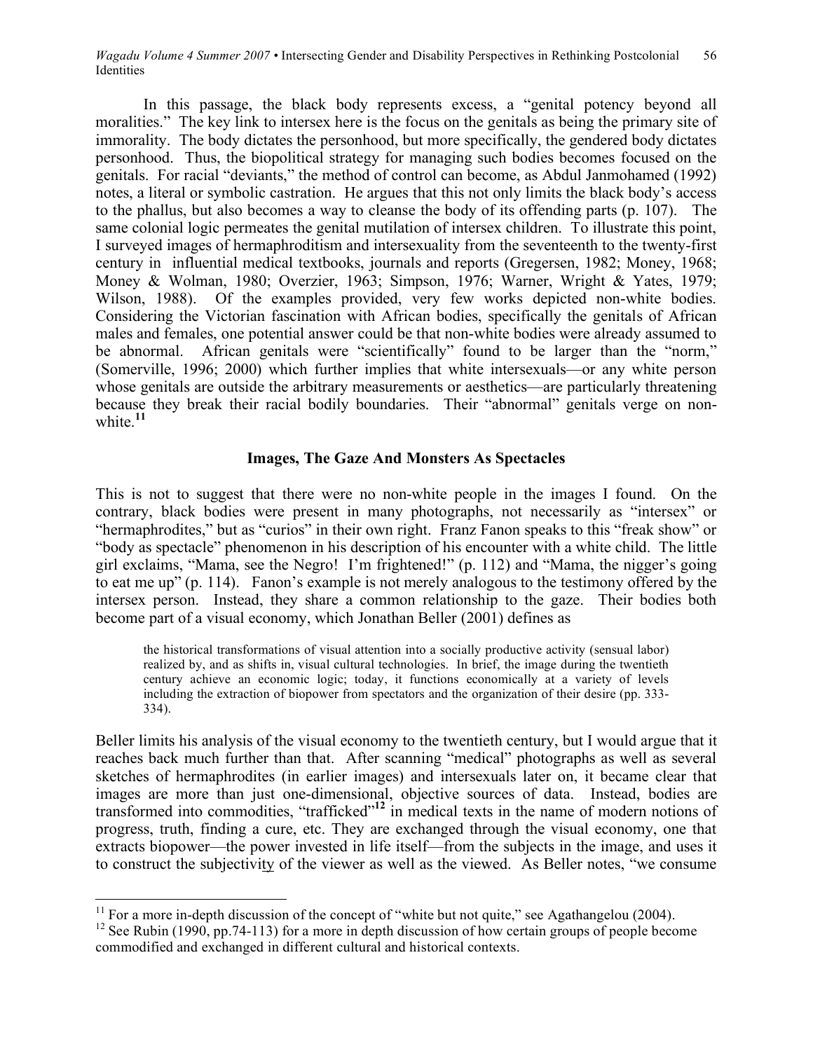In this passage, the black body represents excess, a "genital potency beyond all moralities." The key link to intersex here is the focus on the genitals as being the primary site of immorality. The body dictates the personhood, but more specifically, the gendered body dictates personhood. Thus, the biopolitical strategy for managing such bodies becomes focused on the genitals. For racial "deviants," the method of control can become, as Abdul Janmohamed (1992) notes, a literal or symbolic castration. He argues that this not only limits the black body's access to the phallus, but also becomes a way to cleanse the body of its offending parts (p. 107). The same colonial logic permeates the genital mutilation of intersex children. To illustrate this point, I surveyed images of hermaphroditism and intersexuality from the seventeenth to the twenty-first century in influential medical textbooks, journals and reports (Gregersen, 1982; Money, 1968; Money & Wolman, 1980; Overzier, 1963; Simpson, 1976; Warner, Wright & Yates, 1979; Wilson, 1988). Of the examples provided, very few works depicted non-white bodies. Considering the Victorian fascination with African bodies, specifically the genitals of African males and females, one potential answer could be that non-white bodies were already assumed to be abnormal. African genitals were "scientifically" found to be larger than the "norm," (Somerville, 1996; 2000) which further implies that white intersexuals—or any white person whose genitals are outside the arbitrary measurements or aesthetics—are particularly threatening because they break their racial bodily boundaries. Their "abnormal" genitals verge on non-white.[11]

## Images, The Gaze And Monsters As Spectacles

This is not to suggest that there were no non-white people in the images I found. On the contrary, black bodies were present in many photographs, not necessarily as "intersex" or "hermaphrodites," but as "curios" in their own right. Franz Fanon speaks to this "freak show" or "body as spectacle" phenomenon in his description of his encounter with a white child. The little girl exclaims, "Mama, see the Negro! I'm frightened!" (p. 112) and "Mama, the nigger's going to eat me up" (p. 114). Fanon's example is not merely analogous to the testimony offered by the intersex person. Instead, they share a common relationship to the gaze. Their bodies both become part of a visual economy, which Jonathan Beller (2001) defines as

> the historical transformations of visual attention into a socially productive activity (sensual labor) realized by, and as shifts in, visual cultural technologies. In brief, the image during the twentieth century achieve an economic logic; today, it functions economically at a variety of levels including the extraction of biopower from spectators and the organization of their desire (pp. 333-334).

Beller limits his analysis of the visual economy to the twentieth century, but I would argue that it reaches back much further than that. After scanning "medical" photographs as well as several sketches of hermaphrodites (in earlier images) and intersexuals later on, it became clear that images are more than just one-dimensional, objective sources of data. Instead, bodies are transformed into commodities, "trafficked"[12] in medical texts in the name of modern notions of progress, truth, finding a cure, etc. They are exchanged through the visual economy, one that extracts biopower—the power invested in life itself—from the subjects in the image, and uses it to construct the subjectivity of the viewer as well as the viewed. As Beller notes, "we consume

---

[11] For a more in-depth discussion of the concept of "white but not quite," see Agathangelou (2004).

[12] See Rubin (1990, pp.74-113) for a more in depth discussion of how certain groups of people become commodified and exchanged in different cultural and historical contexts.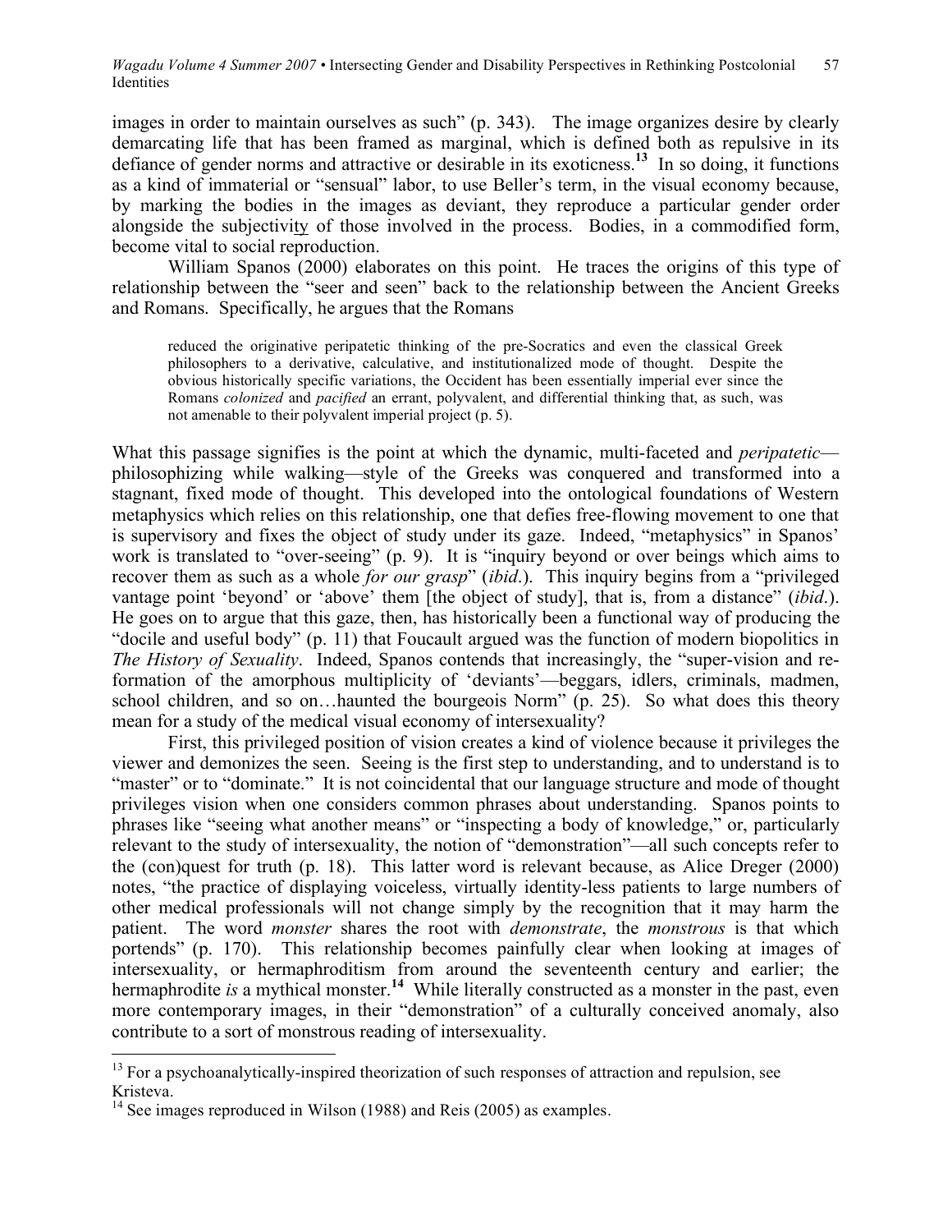images in order to maintain ourselves as such" (p. 343). The image organizes desire by clearly demarcating life that has been framed as marginal, which is defined both as repulsive in its defiance of gender norms and attractive or desirable in its exoticness.[13] In so doing, it functions as a kind of immaterial or "sensual" labor, to use Beller's term, in the visual economy because, by marking the bodies in the images as deviant, they reproduce a particular gender order alongside the subjectivity of those involved in the process. Bodies, in a commodified form, become vital to social reproduction.

William Spanos (2000) elaborates on this point. He traces the origins of this type of relationship between the "seer and seen" back to the relationship between the Ancient Greeks and Romans. Specifically, he argues that the Romans

> reduced the originative peripatetic thinking of the pre-Socratics and even the classical Greek philosophers to a derivative, calculative, and institutionalized mode of thought. Despite the obvious historically specific variations, the Occident has been essentially imperial ever since the Romans *colonized* and *pacified* an errant, polyvalent, and differential thinking that, as such, was not amenable to their polyvalent imperial project (p. 5).

What this passage signifies is the point at which the dynamic, multi-faceted and *peripatetic*—philosophizing while walking—style of the Greeks was conquered and transformed into a stagnant, fixed mode of thought. This developed into the ontological foundations of Western metaphysics which relies on this relationship, one that defies free-flowing movement to one that is supervisory and fixes the object of study under its gaze. Indeed, "metaphysics" in Spanos' work is translated to "over-seeing" (p. 9). It is "inquiry beyond or over beings which aims to recover them as such as a whole *for our grasp*" (*ibid*.). This inquiry begins from a "privileged vantage point 'beyond' or 'above' them [the object of study], that is, from a distance" (*ibid*.). He goes on to argue that this gaze, then, has historically been a functional way of producing the "docile and useful body" (p. 11) that Foucault argued was the function of modern biopolitics in *The History of Sexuality*. Indeed, Spanos contends that increasingly, the "super-vision and re-formation of the amorphous multiplicity of 'deviants'—beggars, idlers, criminals, madmen, school children, and so on…haunted the bourgeois Norm" (p. 25). So what does this theory mean for a study of the medical visual economy of intersexuality?

First, this privileged position of vision creates a kind of violence because it privileges the viewer and demonizes the seen. Seeing is the first step to understanding, and to understand is to "master" or to "dominate." It is not coincidental that our language structure and mode of thought privileges vision when one considers common phrases about understanding. Spanos points to phrases like "seeing what another means" or "inspecting a body of knowledge," or, particularly relevant to the study of intersexuality, the notion of "demonstration"—all such concepts refer to the (con)quest for truth (p. 18). This latter word is relevant because, as Alice Dreger (2000) notes, "the practice of displaying voiceless, virtually identity-less patients to large numbers of other medical professionals will not change simply by the recognition that it may harm the patient. The word *monster* shares the root with *demonstrate*, the *monstrous* is that which portends" (p. 170). This relationship becomes painfully clear when looking at images of intersexuality, or hermaphroditism from around the seventeenth century and earlier; the hermaphrodite *is* a mythical monster.[14] While literally constructed as a monster in the past, even more contemporary images, in their "demonstration" of a culturally conceived anomaly, also contribute to a sort of monstrous reading of intersexuality.

---

[13] For a psychoanalytically-inspired theorization of such responses of attraction and repulsion, see Kristeva.

[14] See images reproduced in Wilson (1988) and Reis (2005) as examples.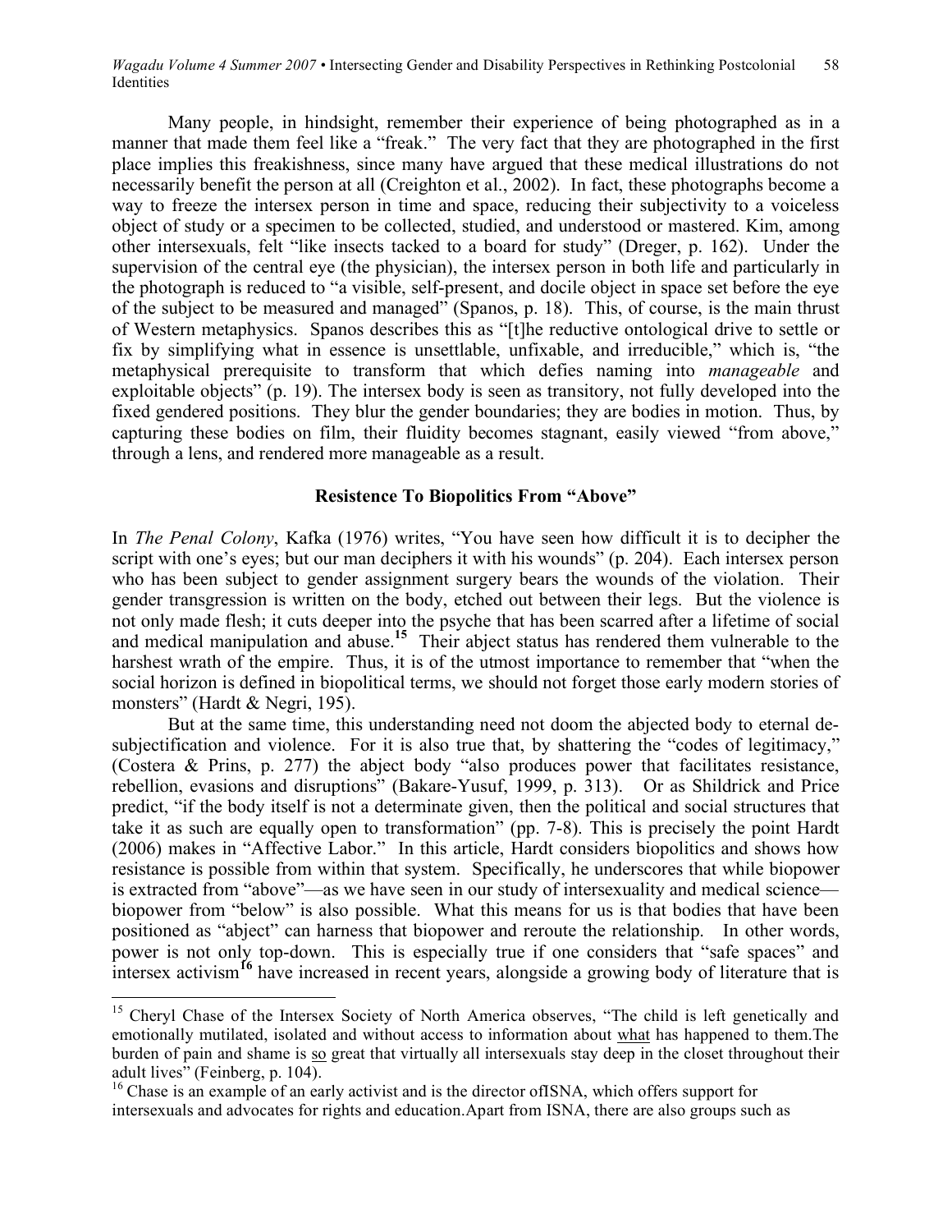Many people, in hindsight, remember their experience of being photographed as in a manner that made them feel like a "freak." The very fact that they are photographed in the first place implies this freakishness, since many have argued that these medical illustrations do not necessarily benefit the person at all (Creighton et al., 2002). In fact, these photographs become a way to freeze the intersex person in time and space, reducing their subjectivity to a voiceless object of study or a specimen to be collected, studied, and understood or mastered. Kim, among other intersexuals, felt "like insects tacked to a board for study" (Dreger, p. 162). Under the supervision of the central eye (the physician), the intersex person in both life and particularly in the photograph is reduced to "a visible, self-present, and docile object in space set before the eye of the subject to be measured and managed" (Spanos, p. 18). This, of course, is the main thrust of Western metaphysics. Spanos describes this as "[t]he reductive ontological drive to settle or fix by simplifying what in essence is unsettlable, unfixable, and irreducible," which is, "the metaphysical prerequisite to transform that which defies naming into *manageable* and exploitable objects" (p. 19). The intersex body is seen as transitory, not fully developed into the fixed gendered positions. They blur the gender boundaries; they are bodies in motion. Thus, by capturing these bodies on film, their fluidity becomes stagnant, easily viewed "from above," through a lens, and rendered more manageable as a result.

## Resistence To Biopolitics From "Above"

In *The Penal Colony*, Kafka (1976) writes, "You have seen how difficult it is to decipher the script with one's eyes; but our man deciphers it with his wounds" (p. 204). Each intersex person who has been subject to gender assignment surgery bears the wounds of the violation. Their gender transgression is written on the body, etched out between their legs. But the violence is not only made flesh; it cuts deeper into the psyche that has been scarred after a lifetime of social and medical manipulation and abuse.[15] Their abject status has rendered them vulnerable to the harshest wrath of the empire. Thus, it is of the utmost importance to remember that "when the social horizon is defined in biopolitical terms, we should not forget those early modern stories of monsters" (Hardt & Negri, 195).

But at the same time, this understanding need not doom the abjected body to eternal de-subjectification and violence. For it is also true that, by shattering the "codes of legitimacy," (Costera & Prins, p. 277) the abject body "also produces power that facilitates resistance, rebellion, evasions and disruptions" (Bakare-Yusuf, 1999, p. 313). Or as Shildrick and Price predict, "if the body itself is not a determinate given, then the political and social structures that take it as such are equally open to transformation" (pp. 7-8). This is precisely the point Hardt (2006) makes in "Affective Labor." In this article, Hardt considers biopolitics and shows how resistance is possible from within that system. Specifically, he underscores that while biopower is extracted from "above"—as we have seen in our study of intersexuality and medical science—biopower from "below" is also possible. What this means for us is that bodies that have been positioned as "abject" can harness that biopower and reroute the relationship. In other words, power is not only top-down. This is especially true if one considers that "safe spaces" and intersex activism[16] have increased in recent years, alongside a growing body of literature that is

---

[15] Cheryl Chase of the Intersex Society of North America observes, "The child is left genetically and emotionally mutilated, isolated and without access to information about <u>what</u> has happened to them.The burden of pain and shame is <u>so</u> great that virtually all intersexuals stay deep in the closet throughout their adult lives" (Feinberg, p. 104).

[16] Chase is an example of an early activist and is the director ofISNA, which offers support for intersexuals and advocates for rights and education.Apart from ISNA, there are also groups such as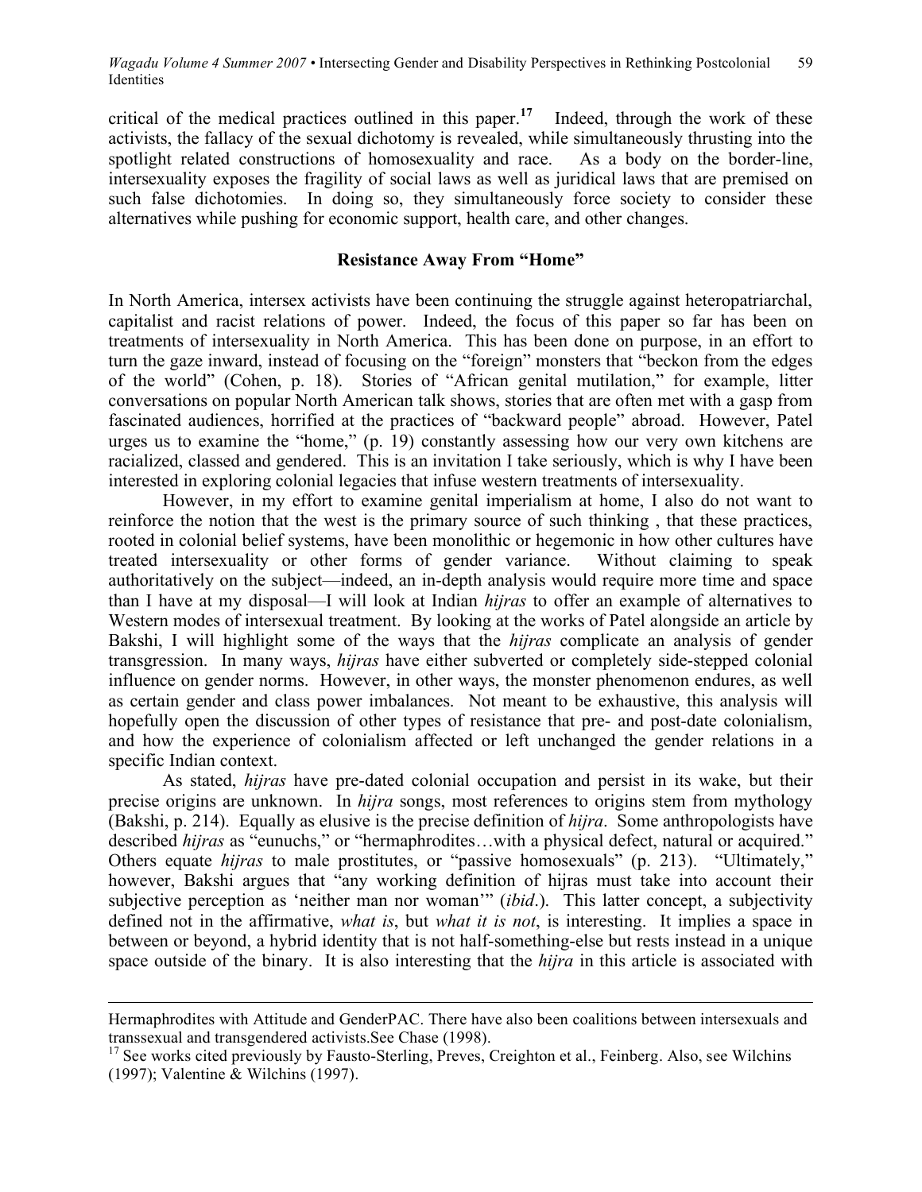critical of the medical practices outlined in this paper.[17] Indeed, through the work of these activists, the fallacy of the sexual dichotomy is revealed, while simultaneously thrusting into the spotlight related constructions of homosexuality and race. As a body on the border-line, intersexuality exposes the fragility of social laws as well as juridical laws that are premised on such false dichotomies. In doing so, they simultaneously force society to consider these alternatives while pushing for economic support, health care, and other changes.

## Resistance Away From "Home"

In North America, intersex activists have been continuing the struggle against heteropatriarchal, capitalist and racist relations of power. Indeed, the focus of this paper so far has been on treatments of intersexuality in North America. This has been done on purpose, in an effort to turn the gaze inward, instead of focusing on the "foreign" monsters that "beckon from the edges of the world" (Cohen, p. 18). Stories of "African genital mutilation," for example, litter conversations on popular North American talk shows, stories that are often met with a gasp from fascinated audiences, horrified at the practices of "backward people" abroad. However, Patel urges us to examine the "home," (p. 19) constantly assessing how our very own kitchens are racialized, classed and gendered. This is an invitation I take seriously, which is why I have been interested in exploring colonial legacies that infuse western treatments of intersexuality.

However, in my effort to examine genital imperialism at home, I also do not want to reinforce the notion that the west is the primary source of such thinking , that these practices, rooted in colonial belief systems, have been monolithic or hegemonic in how other cultures have treated intersexuality or other forms of gender variance. Without claiming to speak authoritatively on the subject—indeed, an in-depth analysis would require more time and space than I have at my disposal—I will look at Indian *hijras* to offer an example of alternatives to Western modes of intersexual treatment. By looking at the works of Patel alongside an article by Bakshi, I will highlight some of the ways that the *hijras* complicate an analysis of gender transgression. In many ways, *hijras* have either subverted or completely side-stepped colonial influence on gender norms. However, in other ways, the monster phenomenon endures, as well as certain gender and class power imbalances. Not meant to be exhaustive, this analysis will hopefully open the discussion of other types of resistance that pre- and post-date colonialism, and how the experience of colonialism affected or left unchanged the gender relations in a specific Indian context.

As stated, *hijras* have pre-dated colonial occupation and persist in its wake, but their precise origins are unknown. In *hijra* songs, most references to origins stem from mythology (Bakshi, p. 214). Equally as elusive is the precise definition of *hijra*. Some anthropologists have described *hijras* as "eunuchs," or "hermaphrodites…with a physical defect, natural or acquired." Others equate *hijras* to male prostitutes, or "passive homosexuals" (p. 213). "Ultimately," however, Bakshi argues that "any working definition of hijras must take into account their subjective perception as 'neither man nor woman'" (*ibid*.). This latter concept, a subjectivity defined not in the affirmative, *what is*, but *what it is not*, is interesting. It implies a space in between or beyond, a hybrid identity that is not half-something-else but rests instead in a unique space outside of the binary. It is also interesting that the *hijra* in this article is associated with

---

Hermaphrodites with Attitude and GenderPAC. There have also been coalitions between intersexuals and transsexual and transgendered activists.See Chase (1998).

[17] See works cited previously by Fausto-Sterling, Preves, Creighton et al., Feinberg. Also, see Wilchins (1997); Valentine & Wilchins (1997).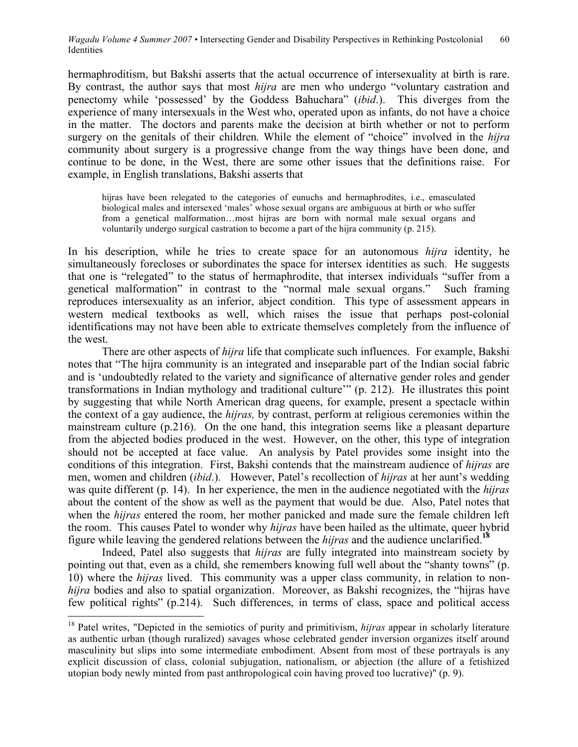hermaphroditism, but Bakshi asserts that the actual occurrence of intersexuality at birth is rare. By contrast, the author says that most *hijra* are men who undergo "voluntary castration and penectomy while 'possessed' by the Goddess Bahuchara" (*ibid*.). This diverges from the experience of many intersexuals in the West who, operated upon as infants, do not have a choice in the matter. The doctors and parents make the decision at birth whether or not to perform surgery on the genitals of their children. While the element of "choice" involved in the *hijra* community about surgery is a progressive change from the way things have been done, and continue to be done, in the West, there are some other issues that the definitions raise. For example, in English translations, Bakshi asserts that

> hijras have been relegated to the categories of eunuchs and hermaphrodites, i.e., emasculated biological males and intersexed 'males' whose sexual organs are ambiguous at birth or who suffer from a genetical malformation…most hijras are born with normal male sexual organs and voluntarily undergo surgical castration to become a part of the hijra community (p. 215).

In his description, while he tries to create space for an autonomous *hijra* identity, he simultaneously forecloses or subordinates the space for intersex identities as such. He suggests that one is "relegated" to the status of hermaphrodite, that intersex individuals "suffer from a genetical malformation" in contrast to the "normal male sexual organs." Such framing reproduces intersexuality as an inferior, abject condition. This type of assessment appears in western medical textbooks as well, which raises the issue that perhaps post-colonial identifications may not have been able to extricate themselves completely from the influence of the west.

There are other aspects of *hijra* life that complicate such influences. For example, Bakshi notes that "The hijra community is an integrated and inseparable part of the Indian social fabric and is 'undoubtedly related to the variety and significance of alternative gender roles and gender transformations in Indian mythology and traditional culture'" (p. 212). He illustrates this point by suggesting that while North American drag queens, for example, present a spectacle within the context of a gay audience, the *hijras,* by contrast, perform at religious ceremonies within the mainstream culture (p.216). On the one hand, this integration seems like a pleasant departure from the abjected bodies produced in the west. However, on the other, this type of integration should not be accepted at face value. An analysis by Patel provides some insight into the conditions of this integration. First, Bakshi contends that the mainstream audience of *hijras* are men, women and children (*ibid*.). However, Patel's recollection of *hijras* at her aunt's wedding was quite different (p. 14). In her experience, the men in the audience negotiated with the *hijras* about the content of the show as well as the payment that would be due. Also, Patel notes that when the *hijras* entered the room, her mother panicked and made sure the female children left the room. This causes Patel to wonder why *hijras* have been hailed as the ultimate, queer hybrid figure while leaving the gendered relations between the *hijras* and the audience unclarified.[18]

Indeed, Patel also suggests that *hijras* are fully integrated into mainstream society by pointing out that, even as a child, she remembers knowing full well about the "shanty towns" (p. 10) where the *hijras* lived. This community was a upper class community, in relation to non-*hijra* bodies and also to spatial organization. Moreover, as Bakshi recognizes, the "hijras have few political rights" (p.214). Such differences, in terms of class, space and political access

---

[18] Patel writes, "Depicted in the semiotics of purity and primitivism, *hijras* appear in scholarly literature as authentic urban (though ruralized) savages whose celebrated gender inversion organizes itself around masculinity but slips into some intermediate embodiment. Absent from most of these portrayals is any explicit discussion of class, colonial subjugation, nationalism, or abjection (the allure of a fetishized utopian body newly minted from past anthropological coin having proved too lucrative)" (p. 9).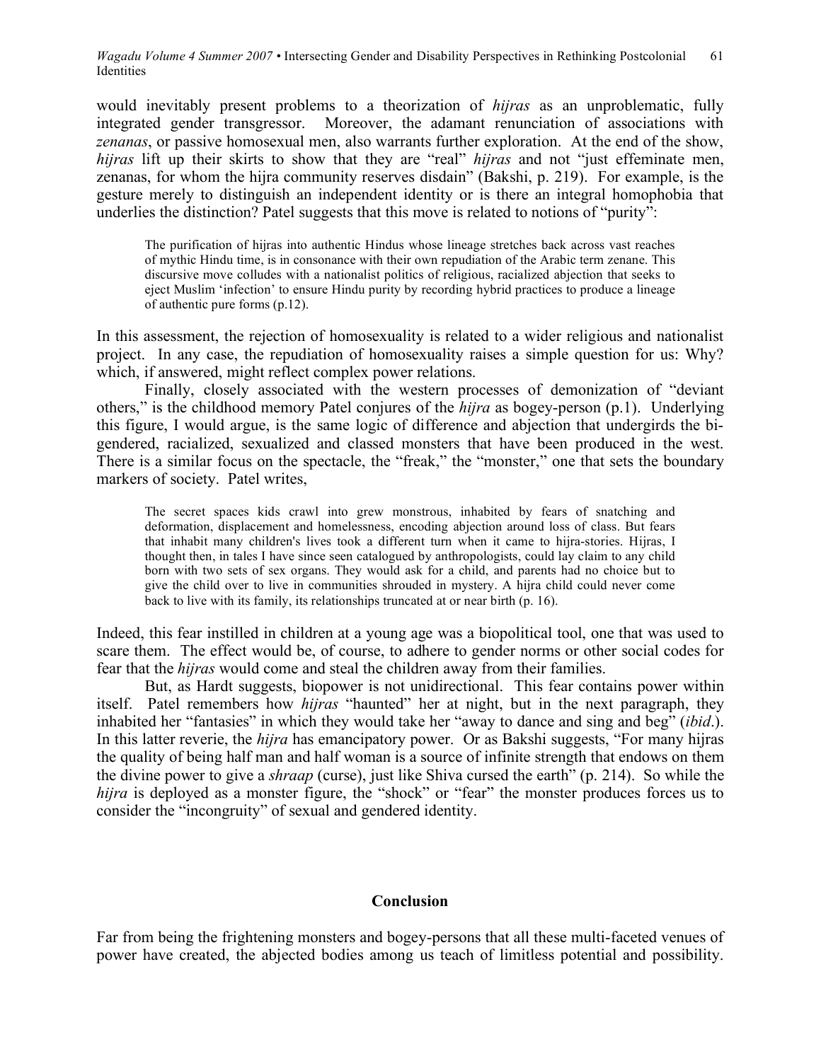would inevitably present problems to a theorization of *hijras* as an unproblematic, fully integrated gender transgressor. Moreover, the adamant renunciation of associations with *zenanas*, or passive homosexual men, also warrants further exploration. At the end of the show, *hijras* lift up their skirts to show that they are "real" *hijras* and not "just effeminate men, zenanas, for whom the hijra community reserves disdain" (Bakshi, p. 219). For example, is the gesture merely to distinguish an independent identity or is there an integral homophobia that underlies the distinction? Patel suggests that this move is related to notions of "purity":

> The purification of hijras into authentic Hindus whose lineage stretches back across vast reaches of mythic Hindu time, is in consonance with their own repudiation of the Arabic term zenane. This discursive move colludes with a nationalist politics of religious, racialized abjection that seeks to eject Muslim 'infection' to ensure Hindu purity by recording hybrid practices to produce a lineage of authentic pure forms (p.12).

In this assessment, the rejection of homosexuality is related to a wider religious and nationalist project. In any case, the repudiation of homosexuality raises a simple question for us: Why? which, if answered, might reflect complex power relations.

Finally, closely associated with the western processes of demonization of "deviant others," is the childhood memory Patel conjures of the *hijra* as bogey-person (p.1). Underlying this figure, I would argue, is the same logic of difference and abjection that undergirds the bi-gendered, racialized, sexualized and classed monsters that have been produced in the west. There is a similar focus on the spectacle, the "freak," the "monster," one that sets the boundary markers of society. Patel writes,

> The secret spaces kids crawl into grew monstrous, inhabited by fears of snatching and deformation, displacement and homelessness, encoding abjection around loss of class. But fears that inhabit many children's lives took a different turn when it came to hijra-stories. Hijras, I thought then, in tales I have since seen catalogued by anthropologists, could lay claim to any child born with two sets of sex organs. They would ask for a child, and parents had no choice but to give the child over to live in communities shrouded in mystery. A hijra child could never come back to live with its family, its relationships truncated at or near birth (p. 16).

Indeed, this fear instilled in children at a young age was a biopolitical tool, one that was used to scare them. The effect would be, of course, to adhere to gender norms or other social codes for fear that the *hijras* would come and steal the children away from their families.

But, as Hardt suggests, biopower is not unidirectional. This fear contains power within itself. Patel remembers how *hijras* "haunted" her at night, but in the next paragraph, they inhabited her "fantasies" in which they would take her "away to dance and sing and beg" (*ibid*.). In this latter reverie, the *hijra* has emancipatory power. Or as Bakshi suggests, "For many hijras the quality of being half man and half woman is a source of infinite strength that endows on them the divine power to give a *shraap* (curse), just like Shiva cursed the earth" (p. 214). So while the *hijra* is deployed as a monster figure, the "shock" or "fear" the monster produces forces us to consider the "incongruity" of sexual and gendered identity.

## Conclusion

Far from being the frightening monsters and bogey-persons that all these multi-faceted venues of power have created, the abjected bodies among us teach of limitless potential and possibility.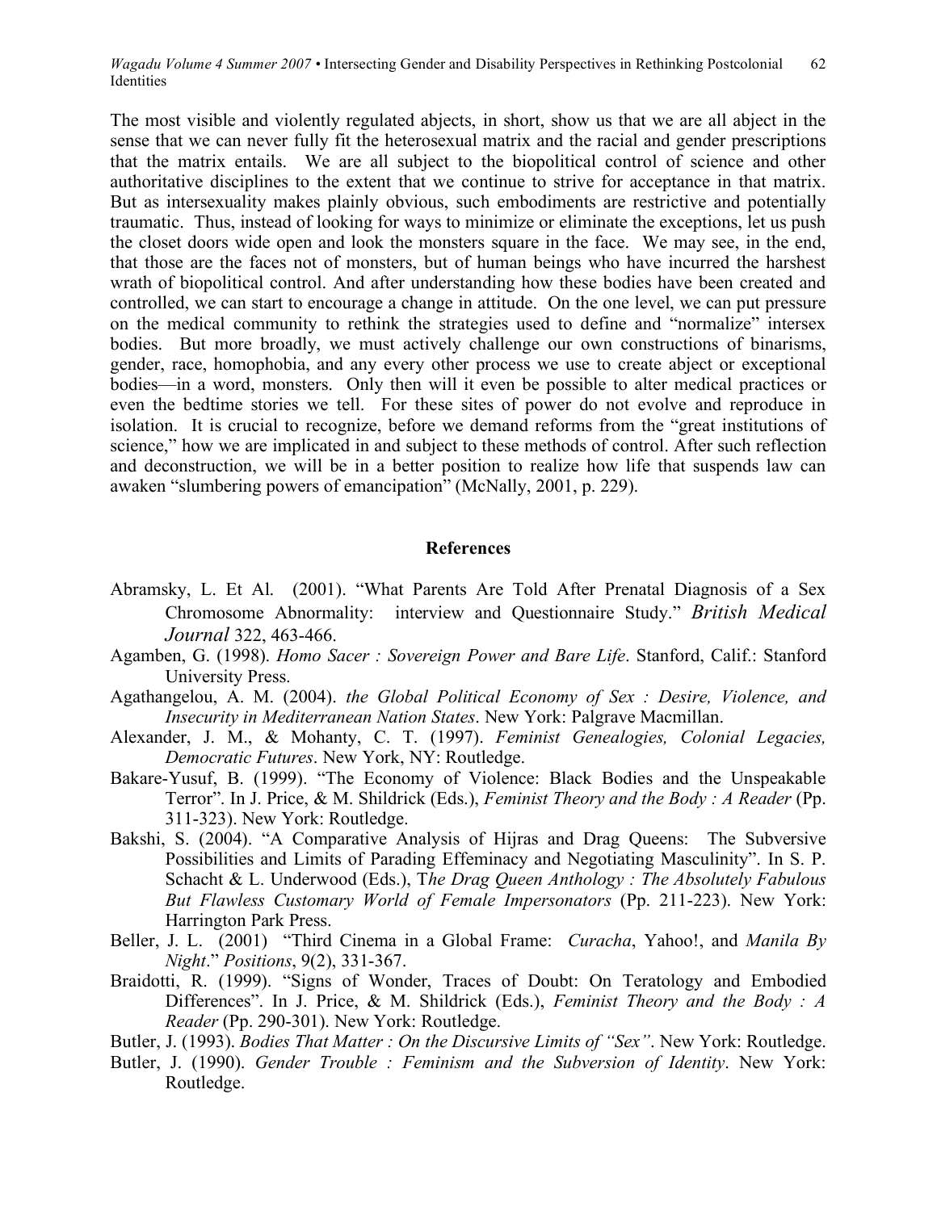The most visible and violently regulated abjects, in short, show us that we are all abject in the sense that we can never fully fit the heterosexual matrix and the racial and gender prescriptions that the matrix entails. We are all subject to the biopolitical control of science and other authoritative disciplines to the extent that we continue to strive for acceptance in that matrix. But as intersexuality makes plainly obvious, such embodiments are restrictive and potentially traumatic. Thus, instead of looking for ways to minimize or eliminate the exceptions, let us push the closet doors wide open and look the monsters square in the face. We may see, in the end, that those are the faces not of monsters, but of human beings who have incurred the harshest wrath of biopolitical control. And after understanding how these bodies have been created and controlled, we can start to encourage a change in attitude. On the one level, we can put pressure on the medical community to rethink the strategies used to define and "normalize" intersex bodies. But more broadly, we must actively challenge our own constructions of binarisms, gender, race, homophobia, and any every other process we use to create abject or exceptional bodies—in a word, monsters. Only then will it even be possible to alter medical practices or even the bedtime stories we tell. For these sites of power do not evolve and reproduce in isolation. It is crucial to recognize, before we demand reforms from the "great institutions of science," how we are implicated in and subject to these methods of control. After such reflection and deconstruction, we will be in a better position to realize how life that suspends law can awaken "slumbering powers of emancipation" (McNally, 2001, p. 229).

## References

Abramsky, L. Et Al. (2001). "What Parents Are Told After Prenatal Diagnosis of a Sex Chromosome Abnormality: interview and Questionnaire Study." *British Medical Journal* 322, 463-466.

Agamben, G. (1998). *Homo Sacer : Sovereign Power and Bare Life*. Stanford, Calif.: Stanford University Press.

Agathangelou, A. M. (2004). *the Global Political Economy of Sex : Desire, Violence, and Insecurity in Mediterranean Nation States*. New York: Palgrave Macmillan.

Alexander, J. M., & Mohanty, C. T. (1997). *Feminist Genealogies, Colonial Legacies, Democratic Futures*. New York, NY: Routledge.

Bakare-Yusuf, B. (1999). "The Economy of Violence: Black Bodies and the Unspeakable Terror". In J. Price, & M. Shildrick (Eds.), *Feminist Theory and the Body : A Reader* (Pp. 311-323). New York: Routledge.

Bakshi, S. (2004). "A Comparative Analysis of Hijras and Drag Queens: The Subversive Possibilities and Limits of Parading Effeminacy and Negotiating Masculinity". In S. P. Schacht & L. Underwood (Eds.), *The Drag Queen Anthology : The Absolutely Fabulous But Flawless Customary World of Female Impersonators* (Pp. 211-223). New York: Harrington Park Press.

Beller, J. L. (2001) "Third Cinema in a Global Frame: *Curacha*, Yahoo!, and *Manila By Night*." *Positions*, 9(2), 331-367.

Braidotti, R. (1999). "Signs of Wonder, Traces of Doubt: On Teratology and Embodied Differences". In J. Price, & M. Shildrick (Eds.), *Feminist Theory and the Body : A Reader* (Pp. 290-301). New York: Routledge.

Butler, J. (1993). *Bodies That Matter : On the Discursive Limits of "Sex"*. New York: Routledge.

Butler, J. (1990). *Gender Trouble : Feminism and the Subversion of Identity*. New York: Routledge.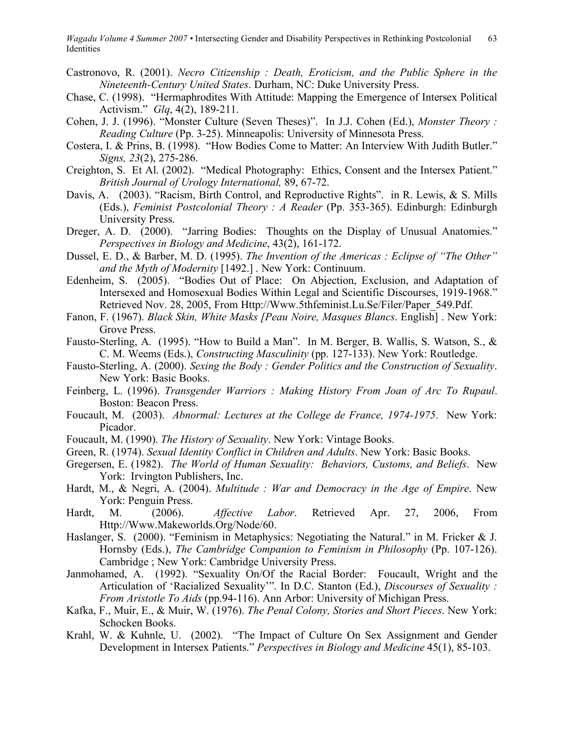Castronovo, R. (2001). *Necro Citizenship : Death, Eroticism, and the Public Sphere in the Nineteenth-Century United States*. Durham, NC: Duke University Press.

Chase, C. (1998). "Hermaphrodites With Attitude: Mapping the Emergence of Intersex Political Activism." *Glq*, 4(2), 189-211.

Cohen, J. J. (1996). "Monster Culture (Seven Theses)". In J.J. Cohen (Ed.), *Monster Theory : Reading Culture* (Pp. 3-25). Minneapolis: University of Minnesota Press.

Costera, I. & Prins, B. (1998). "How Bodies Come to Matter: An Interview With Judith Butler." *Signs, 23*(2), 275-286.

Creighton, S. Et Al. (2002). "Medical Photography: Ethics, Consent and the Intersex Patient." *British Journal of Urology International,* 89, 67-72.

Davis, A. (2003). "Racism, Birth Control, and Reproductive Rights". in R. Lewis, & S. Mills (Eds.), *Feminist Postcolonial Theory : A Reader* (Pp. 353-365). Edinburgh: Edinburgh University Press.

Dreger, A. D. (2000). "Jarring Bodies: Thoughts on the Display of Unusual Anatomies." *Perspectives in Biology and Medicine*, 43(2), 161-172.

Dussel, E. D., & Barber, M. D. (1995). *The Invention of the Americas : Eclipse of "The Other" and the Myth of Modernity* [1492.] . New York: Continuum.

Edenheim, S. (2005). "Bodies Out of Place: On Abjection, Exclusion, and Adaptation of Intersexed and Homosexual Bodies Within Legal and Scientific Discourses, 1919-1968." Retrieved Nov. 28, 2005, From Http://Www.5thfeminist.Lu.Se/Filer/Paper_549.Pdf.

Fanon, F. (1967). *Black Skin, White Masks [Peau Noire, Masques Blancs*. English] . New York: Grove Press.

Fausto-Sterling, A. (1995). "How to Build a Man". In M. Berger, B. Wallis, S. Watson, S., & C. M. Weems (Eds.), *Constructing Masculinity* (pp. 127-133). New York: Routledge.

Fausto-Sterling, A. (2000). *Sexing the Body : Gender Politics and the Construction of Sexuality*. New York: Basic Books.

Feinberg, L. (1996). *Transgender Warriors : Making History From Joan of Arc To Rupaul*. Boston: Beacon Press.

Foucault, M. (2003). *Abnormal: Lectures at the College de France, 1974-1975*. New York: Picador.

Foucault, M. (1990). *The History of Sexuality*. New York: Vintage Books.

Green, R. (1974). *Sexual Identity Conflict in Children and Adults*. New York: Basic Books.

Gregersen, E. (1982). *The World of Human Sexuality: Behaviors, Customs, and Beliefs*. New York: Irvington Publishers, Inc.

Hardt, M., & Negri, A. (2004). *Multitude : War and Democracy in the Age of Empire*. New York: Penguin Press.

Hardt, M. (2006). *Affective Labor*. Retrieved Apr. 27, 2006, From Http://Www.Makeworlds.Org/Node/60.

Haslanger, S. (2000). "Feminism in Metaphysics: Negotiating the Natural." in M. Fricker & J. Hornsby (Eds.), *The Cambridge Companion to Feminism in Philosophy* (Pp. 107-126). Cambridge ; New York: Cambridge University Press.

Janmohamed, A. (1992). "Sexuality On/Of the Racial Border: Foucault, Wright and the Articulation of 'Racialized Sexuality'". In D.C. Stanton (Ed.), *Discourses of Sexuality : From Aristotle To Aids* (pp.94-116). Ann Arbor: University of Michigan Press.

Kafka, F., Muir, E., & Muir, W. (1976). *The Penal Colony, Stories and Short Pieces*. New York: Schocken Books.

Krahl, W. & Kuhnle, U. (2002). "The Impact of Culture On Sex Assignment and Gender Development in Intersex Patients." *Perspectives in Biology and Medicine* 45(1), 85-103.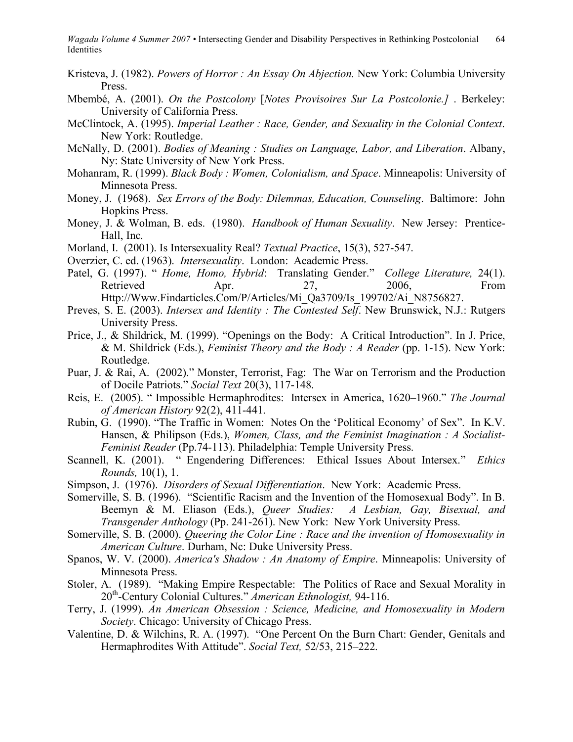Kristeva, J. (1982). *Powers of Horror : An Essay On Abjection.* New York: Columbia University Press.

Mbembé, A. (2001). *On the Postcolony* [*Notes Provisoires Sur La Postcolonie.]* . Berkeley: University of California Press.

McClintock, A. (1995). *Imperial Leather : Race, Gender, and Sexuality in the Colonial Context*. New York: Routledge.

McNally, D. (2001). *Bodies of Meaning : Studies on Language, Labor, and Liberation*. Albany, Ny: State University of New York Press.

Mohanram, R. (1999). *Black Body : Women, Colonialism, and Space*. Minneapolis: University of Minnesota Press.

Money, J. (1968). *Sex Errors of the Body: Dilemmas, Education, Counseling*. Baltimore: John Hopkins Press.

Money, J. & Wolman, B. eds. (1980). *Handbook of Human Sexuality*. New Jersey: Prentice-Hall, Inc.

Morland, I. (2001). Is Intersexuality Real? *Textual Practice*, 15(3), 527-547.

Overzier, C. ed. (1963). *Intersexuality*. London: Academic Press.

Patel, G. (1997). " *Home, Homo, Hybrid*: Translating Gender." *College Literature,* 24(1). Retrieved Apr. 27, 2006, From Http://Www.Findarticles.Com/P/Articles/Mi_Qa3709/Is_199702/Ai_N8756827.

Preves, S. E. (2003). *Intersex and Identity : The Contested Self*. New Brunswick, N.J.: Rutgers University Press.

Price, J., & Shildrick, M. (1999). "Openings on the Body: A Critical Introduction". In J. Price, & M. Shildrick (Eds.), *Feminist Theory and the Body : A Reader* (pp. 1-15). New York: Routledge.

Puar, J. & Rai, A. (2002)." Monster, Terrorist, Fag: The War on Terrorism and the Production of Docile Patriots." *Social Text* 20(3), 117-148.

Reis, E. (2005). " Impossible Hermaphrodites: Intersex in America, 1620–1960." *The Journal of American History* 92(2), 411-441.

Rubin, G. (1990). "The Traffic in Women: Notes On the 'Political Economy' of Sex". In K.V. Hansen, & Philipson (Eds.), *Women, Class, and the Feminist Imagination : A Socialist-Feminist Reader* (Pp.74-113). Philadelphia: Temple University Press.

Scannell, K. (2001). " Engendering Differences: Ethical Issues About Intersex." *Ethics Rounds,* 10(1), 1.

Simpson, J. (1976). *Disorders of Sexual Differentiation*. New York: Academic Press.

Somerville, S. B. (1996). "Scientific Racism and the Invention of the Homosexual Body". In B. Beemyn & M. Eliason (Eds.), *Queer Studies: A Lesbian, Gay, Bisexual, and Transgender Anthology* (Pp. 241-261). New York: New York University Press.

Somerville, S. B. (2000). *Queering the Color Line : Race and the invention of Homosexuality in American Culture*. Durham, Nc: Duke University Press.

Spanos, W. V. (2000). *America's Shadow : An Anatomy of Empire*. Minneapolis: University of Minnesota Press.

Stoler, A. (1989). "Making Empire Respectable: The Politics of Race and Sexual Morality in 20th-Century Colonial Cultures." *American Ethnologist,* 94-116.

Terry, J. (1999). *An American Obsession : Science, Medicine, and Homosexuality in Modern Society*. Chicago: University of Chicago Press.

Valentine, D. & Wilchins, R. A. (1997). "One Percent On the Burn Chart: Gender, Genitals and Hermaphrodites With Attitude". *Social Text,* 52/53, 215–222.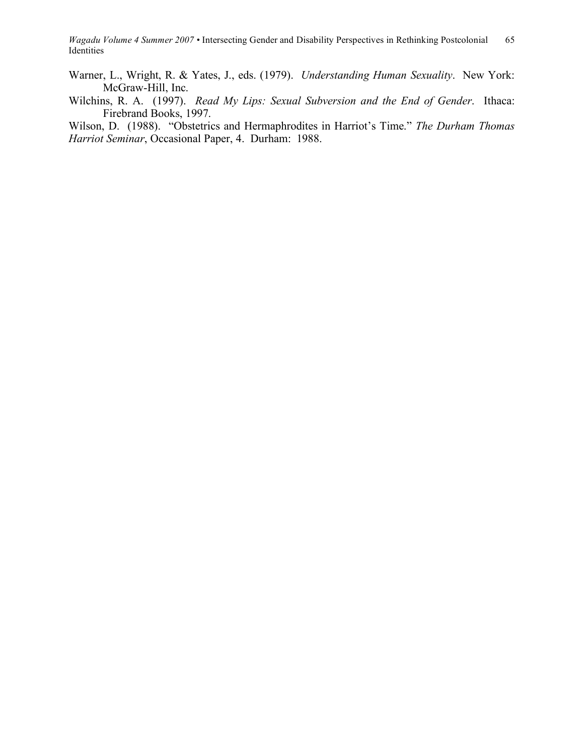Warner, L., Wright, R. & Yates, J., eds. (1979). *Understanding Human Sexuality*. New York: McGraw-Hill, Inc.

Wilchins, R. A. (1997). *Read My Lips: Sexual Subversion and the End of Gender*. Ithaca: Firebrand Books, 1997.

Wilson, D. (1988). "Obstetrics and Hermaphrodites in Harriot's Time." *The Durham Thomas Harriot Seminar*, Occasional Paper, 4. Durham: 1988.